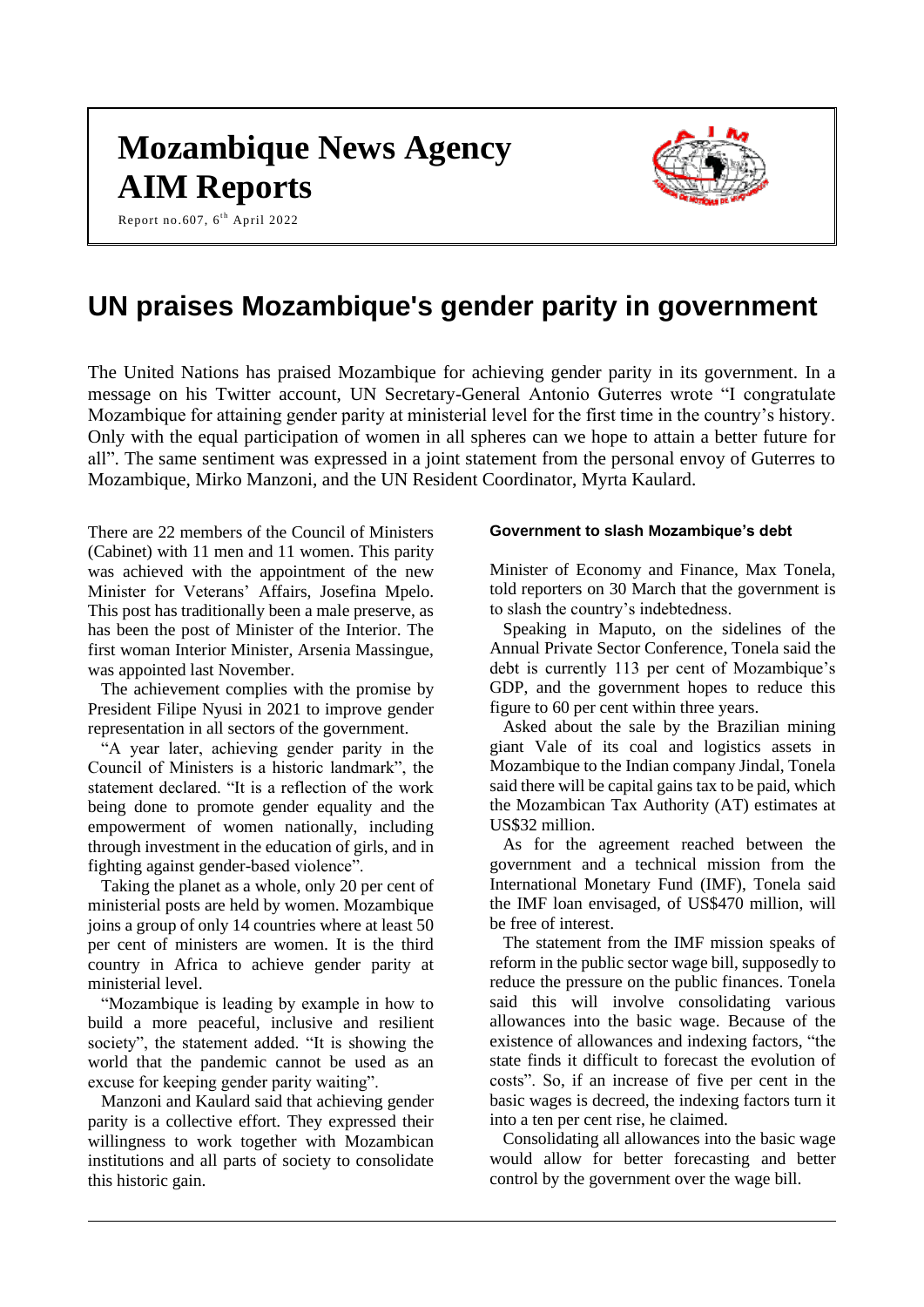# Mozambique News Agency
# AIM Reports

Report no.607, 6th April 2022

## UN praises Mozambique's gender parity in government

The United Nations has praised Mozambique for achieving gender parity in its government. In a message on his Twitter account, UN Secretary-General Antonio Guterres wrote "I congratulate Mozambique for attaining gender parity at ministerial level for the first time in the country's history. Only with the equal participation of women in all spheres can we hope to attain a better future for all". The same sentiment was expressed in a joint statement from the personal envoy of Guterres to Mozambique, Mirko Manzoni, and the UN Resident Coordinator, Myrta Kaulard.

There are 22 members of the Council of Ministers (Cabinet) with 11 men and 11 women. This parity was achieved with the appointment of the new Minister for Veterans' Affairs, Josefina Mpelo. This post has traditionally been a male preserve, as has been the post of Minister of the Interior. The first woman Interior Minister, Arsenia Massingue, was appointed last November.

The achievement complies with the promise by President Filipe Nyusi in 2021 to improve gender representation in all sectors of the government.

"A year later, achieving gender parity in the Council of Ministers is a historic landmark", the statement declared. "It is a reflection of the work being done to promote gender equality and the empowerment of women nationally, including through investment in the education of girls, and in fighting against gender-based violence".

Taking the planet as a whole, only 20 per cent of ministerial posts are held by women. Mozambique joins a group of only 14 countries where at least 50 per cent of ministers are women. It is the third country in Africa to achieve gender parity at ministerial level.

"Mozambique is leading by example in how to build a more peaceful, inclusive and resilient society", the statement added. "It is showing the world that the pandemic cannot be used as an excuse for keeping gender parity waiting".

Manzoni and Kaulard said that achieving gender parity is a collective effort. They expressed their willingness to work together with Mozambican institutions and all parts of society to consolidate this historic gain.

### Government to slash Mozambique's debt

Minister of Economy and Finance, Max Tonela, told reporters on 30 March that the government is to slash the country's indebtedness.

Speaking in Maputo, on the sidelines of the Annual Private Sector Conference, Tonela said the debt is currently 113 per cent of Mozambique's GDP, and the government hopes to reduce this figure to 60 per cent within three years.

Asked about the sale by the Brazilian mining giant Vale of its coal and logistics assets in Mozambique to the Indian company Jindal, Tonela said there will be capital gains tax to be paid, which the Mozambican Tax Authority (AT) estimates at US$32 million.

As for the agreement reached between the government and a technical mission from the International Monetary Fund (IMF), Tonela said the IMF loan envisaged, of US$470 million, will be free of interest.

The statement from the IMF mission speaks of reform in the public sector wage bill, supposedly to reduce the pressure on the public finances. Tonela said this will involve consolidating various allowances into the basic wage. Because of the existence of allowances and indexing factors, "the state finds it difficult to forecast the evolution of costs". So, if an increase of five per cent in the basic wages is decreed, the indexing factors turn it into a ten per cent rise, he claimed.

Consolidating all allowances into the basic wage would allow for better forecasting and better control by the government over the wage bill.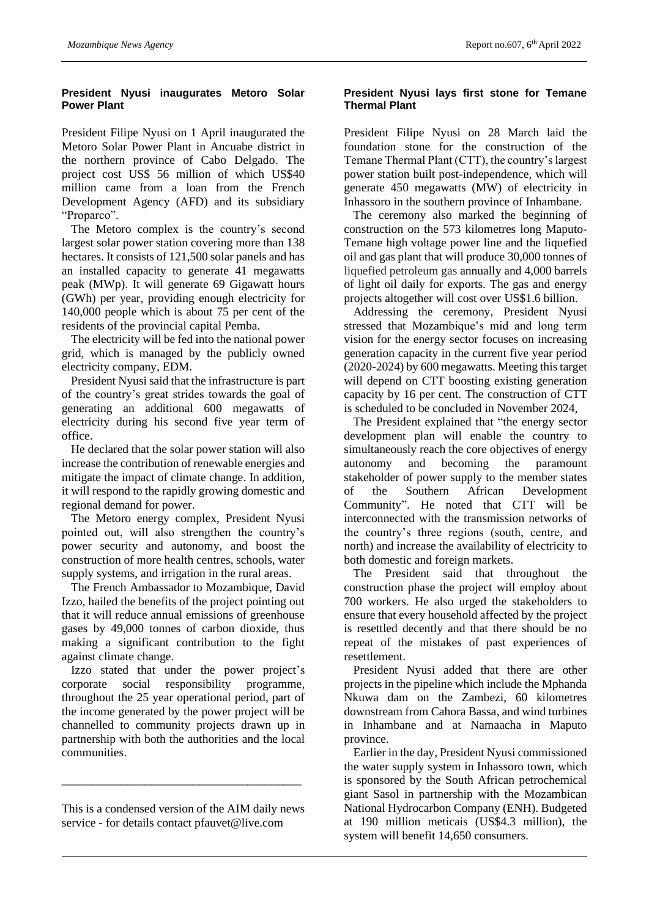## President Nyusi inaugurates Metoro Solar Power Plant

President Filipe Nyusi on 1 April inaugurated the Metoro Solar Power Plant in Ancuabe district in the northern province of Cabo Delgado. The project cost US$ 56 million of which US$40 million came from a loan from the French Development Agency (AFD) and its subsidiary "Proparco".

The Metoro complex is the country's second largest solar power station covering more than 138 hectares. It consists of 121,500 solar panels and has an installed capacity to generate 41 megawatts peak (MWp). It will generate 69 Gigawatt hours (GWh) per year, providing enough electricity for 140,000 people which is about 75 per cent of the residents of the provincial capital Pemba.

The electricity will be fed into the national power grid, which is managed by the publicly owned electricity company, EDM.

President Nyusi said that the infrastructure is part of the country's great strides towards the goal of generating an additional 600 megawatts of electricity during his second five year term of office.

He declared that the solar power station will also increase the contribution of renewable energies and mitigate the impact of climate change. In addition, it will respond to the rapidly growing domestic and regional demand for power.

The Metoro energy complex, President Nyusi pointed out, will also strengthen the country's power security and autonomy, and boost the construction of more health centres, schools, water supply systems, and irrigation in the rural areas.

The French Ambassador to Mozambique, David Izzo, hailed the benefits of the project pointing out that it will reduce annual emissions of greenhouse gases by 49,000 tonnes of carbon dioxide, thus making a significant contribution to the fight against climate change.

Izzo stated that under the power project's corporate social responsibility programme, throughout the 25 year operational period, part of the income generated by the power project will be channelled to community projects drawn up in partnership with both the authorities and the local communities.

---

This is a condensed version of the AIM daily news service - for details contact pfauvet@live.com

## President Nyusi lays first stone for Temane Thermal Plant

President Filipe Nyusi on 28 March laid the foundation stone for the construction of the Temane Thermal Plant (CTT), the country's largest power station built post-independence, which will generate 450 megawatts (MW) of electricity in Inhassoro in the southern province of Inhambane.

The ceremony also marked the beginning of construction on the 573 kilometres long Maputo-Temane high voltage power line and the liquefied oil and gas plant that will produce 30,000 tonnes of liquefied petroleum gas annually and 4,000 barrels of light oil daily for exports. The gas and energy projects altogether will cost over US$1.6 billion.

Addressing the ceremony, President Nyusi stressed that Mozambique's mid and long term vision for the energy sector focuses on increasing generation capacity in the current five year period (2020-2024) by 600 megawatts. Meeting this target will depend on CTT boosting existing generation capacity by 16 per cent. The construction of CTT is scheduled to be concluded in November 2024,

The President explained that "the energy sector development plan will enable the country to simultaneously reach the core objectives of energy autonomy and becoming the paramount stakeholder of power supply to the member states of the Southern African Development Community". He noted that CTT will be interconnected with the transmission networks of the country's three regions (south, centre, and north) and increase the availability of electricity to both domestic and foreign markets.

The President said that throughout the construction phase the project will employ about 700 workers. He also urged the stakeholders to ensure that every household affected by the project is resettled decently and that there should be no repeat of the mistakes of past experiences of resettlement.

President Nyusi added that there are other projects in the pipeline which include the Mphanda Nkuwa dam on the Zambezi, 60 kilometres downstream from Cahora Bassa, and wind turbines in Inhambane and at Namaacha in Maputo province.

Earlier in the day, President Nyusi commissioned the water supply system in Inhassoro town, which is sponsored by the South African petrochemical giant Sasol in partnership with the Mozambican National Hydrocarbon Company (ENH). Budgeted at 190 million meticais (US$4.3 million), the system will benefit 14,650 consumers.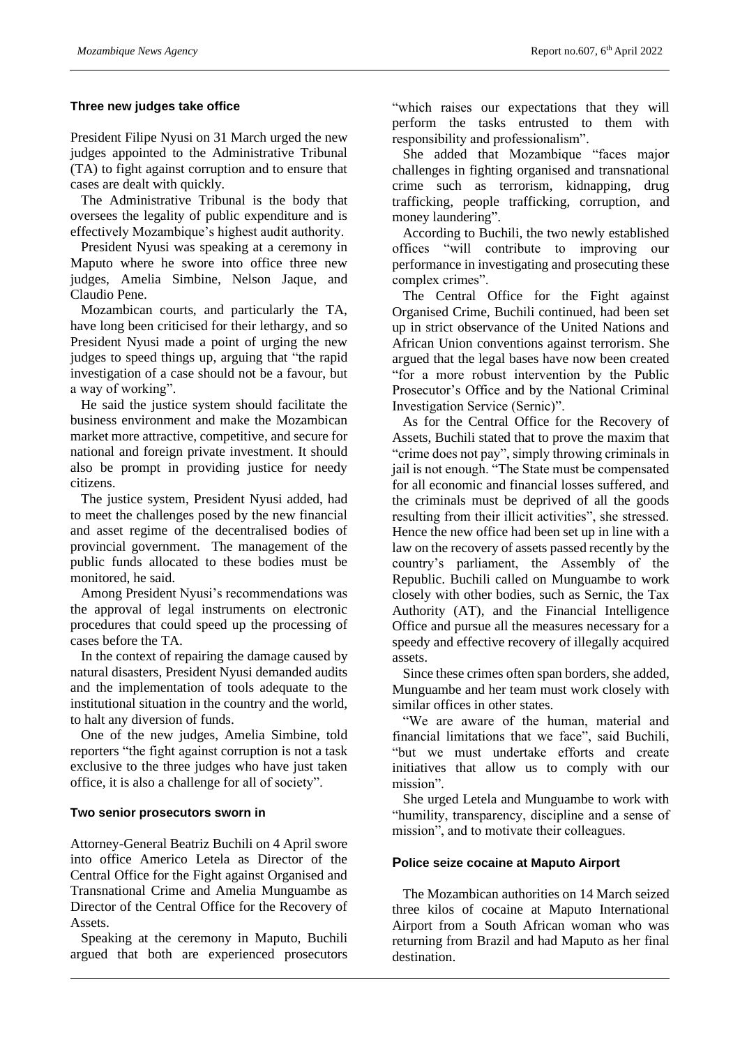### Three new judges take office

President Filipe Nyusi on 31 March urged the new judges appointed to the Administrative Tribunal (TA) to fight against corruption and to ensure that cases are dealt with quickly.

The Administrative Tribunal is the body that oversees the legality of public expenditure and is effectively Mozambique's highest audit authority.

President Nyusi was speaking at a ceremony in Maputo where he swore into office three new judges, Amelia Simbine, Nelson Jaque, and Claudio Pene.

Mozambican courts, and particularly the TA, have long been criticised for their lethargy, and so President Nyusi made a point of urging the new judges to speed things up, arguing that "the rapid investigation of a case should not be a favour, but a way of working".

He said the justice system should facilitate the business environment and make the Mozambican market more attractive, competitive, and secure for national and foreign private investment. It should also be prompt in providing justice for needy citizens.

The justice system, President Nyusi added, had to meet the challenges posed by the new financial and asset regime of the decentralised bodies of provincial government. The management of the public funds allocated to these bodies must be monitored, he said.

Among President Nyusi's recommendations was the approval of legal instruments on electronic procedures that could speed up the processing of cases before the TA.

In the context of repairing the damage caused by natural disasters, President Nyusi demanded audits and the implementation of tools adequate to the institutional situation in the country and the world, to halt any diversion of funds.

One of the new judges, Amelia Simbine, told reporters "the fight against corruption is not a task exclusive to the three judges who have just taken office, it is also a challenge for all of society".

### Two senior prosecutors sworn in

Attorney-General Beatriz Buchili on 4 April swore into office Americo Letela as Director of the Central Office for the Fight against Organised and Transnational Crime and Amelia Munguambe as Director of the Central Office for the Recovery of Assets.

Speaking at the ceremony in Maputo, Buchili argued that both are experienced prosecutors "which raises our expectations that they will perform the tasks entrusted to them with responsibility and professionalism".

She added that Mozambique "faces major challenges in fighting organised and transnational crime such as terrorism, kidnapping, drug trafficking, people trafficking, corruption, and money laundering".

According to Buchili, the two newly established offices "will contribute to improving our performance in investigating and prosecuting these complex crimes".

The Central Office for the Fight against Organised Crime, Buchili continued, had been set up in strict observance of the United Nations and African Union conventions against terrorism. She argued that the legal bases have now been created "for a more robust intervention by the Public Prosecutor's Office and by the National Criminal Investigation Service (Sernic)".

As for the Central Office for the Recovery of Assets, Buchili stated that to prove the maxim that "crime does not pay", simply throwing criminals in jail is not enough. "The State must be compensated for all economic and financial losses suffered, and the criminals must be deprived of all the goods resulting from their illicit activities", she stressed. Hence the new office had been set up in line with a law on the recovery of assets passed recently by the country's parliament, the Assembly of the Republic. Buchili called on Munguambe to work closely with other bodies, such as Sernic, the Tax Authority (AT), and the Financial Intelligence Office and pursue all the measures necessary for a speedy and effective recovery of illegally acquired assets.

Since these crimes often span borders, she added, Munguambe and her team must work closely with similar offices in other states.

"We are aware of the human, material and financial limitations that we face", said Buchili, "but we must undertake efforts and create initiatives that allow us to comply with our mission".

She urged Letela and Munguambe to work with "humility, transparency, discipline and a sense of mission", and to motivate their colleagues.

### Police seize cocaine at Maputo Airport

The Mozambican authorities on 14 March seized three kilos of cocaine at Maputo International Airport from a South African woman who was returning from Brazil and had Maputo as her final destination.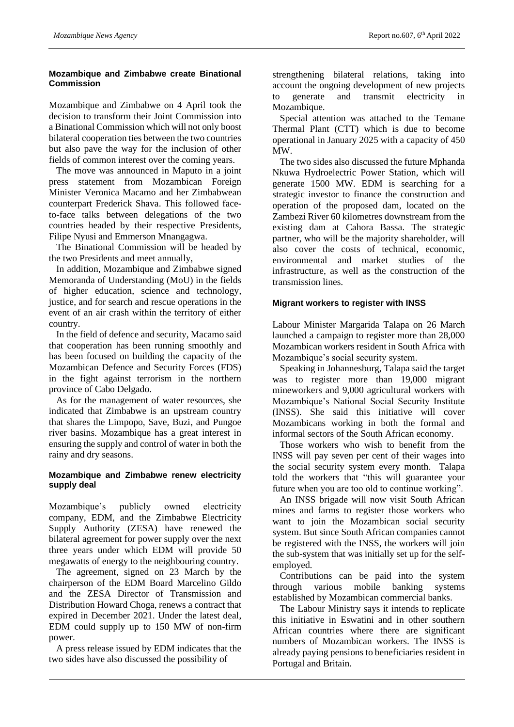## Mozambique and Zimbabwe create Binational Commission

Mozambique and Zimbabwe on 4 April took the decision to transform their Joint Commission into a Binational Commission which will not only boost bilateral cooperation ties between the two countries but also pave the way for the inclusion of other fields of common interest over the coming years.

The move was announced in Maputo in a joint press statement from Mozambican Foreign Minister Veronica Macamo and her Zimbabwean counterpart Frederick Shava. This followed face-to-face talks between delegations of the two countries headed by their respective Presidents, Filipe Nyusi and Emmerson Mnangagwa.

The Binational Commission will be headed by the two Presidents and meet annually,

In addition, Mozambique and Zimbabwe signed Memoranda of Understanding (MoU) in the fields of higher education, science and technology, justice, and for search and rescue operations in the event of an air crash within the territory of either country.

In the field of defence and security, Macamo said that cooperation has been running smoothly and has been focused on building the capacity of the Mozambican Defence and Security Forces (FDS) in the fight against terrorism in the northern province of Cabo Delgado.

As for the management of water resources, she indicated that Zimbabwe is an upstream country that shares the Limpopo, Save, Buzi, and Pungoe river basins. Mozambique has a great interest in ensuring the supply and control of water in both the rainy and dry seasons.

## Mozambique and Zimbabwe renew electricity supply deal

Mozambique's publicly owned electricity company, EDM, and the Zimbabwe Electricity Supply Authority (ZESA) have renewed the bilateral agreement for power supply over the next three years under which EDM will provide 50 megawatts of energy to the neighbouring country.

The agreement, signed on 23 March by the chairperson of the EDM Board Marcelino Gildo and the ZESA Director of Transmission and Distribution Howard Choga, renews a contract that expired in December 2021. Under the latest deal, EDM could supply up to 150 MW of non-firm power.

A press release issued by EDM indicates that the two sides have also discussed the possibility of strengthening bilateral relations, taking into account the ongoing development of new projects to generate and transmit electricity in Mozambique.

Special attention was attached to the Temane Thermal Plant (CTT) which is due to become operational in January 2025 with a capacity of 450 MW.

The two sides also discussed the future Mphanda Nkuwa Hydroelectric Power Station, which will generate 1500 MW. EDM is searching for a strategic investor to finance the construction and operation of the proposed dam, located on the Zambezi River 60 kilometres downstream from the existing dam at Cahora Bassa. The strategic partner, who will be the majority shareholder, will also cover the costs of technical, economic, environmental and market studies of the infrastructure, as well as the construction of the transmission lines.

## Migrant workers to register with INSS

Labour Minister Margarida Talapa on 26 March launched a campaign to register more than 28,000 Mozambican workers resident in South Africa with Mozambique's social security system.

Speaking in Johannesburg, Talapa said the target was to register more than 19,000 migrant mineworkers and 9,000 agricultural workers with Mozambique's National Social Security Institute (INSS). She said this initiative will cover Mozambicans working in both the formal and informal sectors of the South African economy.

Those workers who wish to benefit from the INSS will pay seven per cent of their wages into the social security system every month. Talapa told the workers that "this will guarantee your future when you are too old to continue working".

An INSS brigade will now visit South African mines and farms to register those workers who want to join the Mozambican social security system. But since South African companies cannot be registered with the INSS, the workers will join the sub-system that was initially set up for the self-employed.

Contributions can be paid into the system through various mobile banking systems established by Mozambican commercial banks.

The Labour Ministry says it intends to replicate this initiative in Eswatini and in other southern African countries where there are significant numbers of Mozambican workers. The INSS is already paying pensions to beneficiaries resident in Portugal and Britain.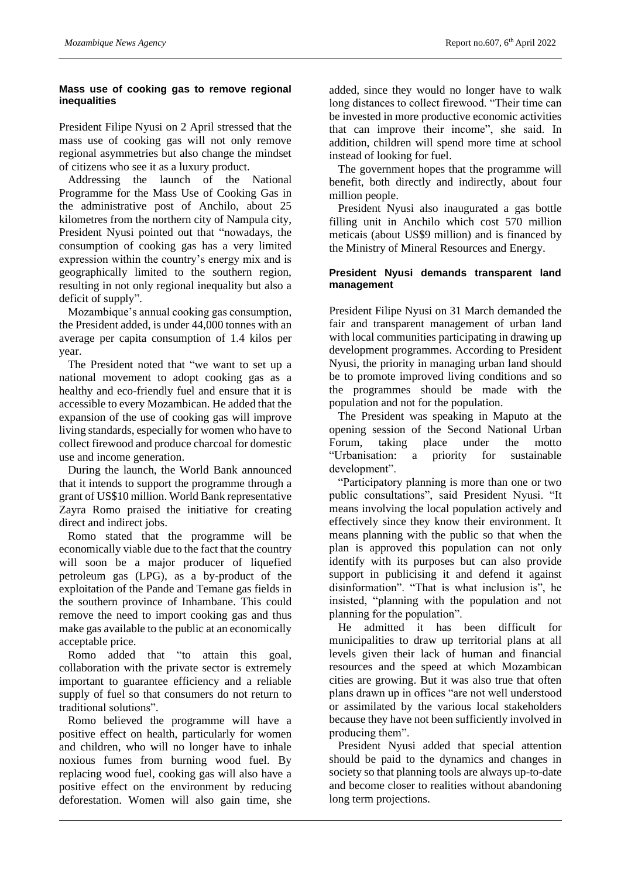### Mass use of cooking gas to remove regional inequalities

President Filipe Nyusi on 2 April stressed that the mass use of cooking gas will not only remove regional asymmetries but also change the mindset of citizens who see it as a luxury product.

Addressing the launch of the National Programme for the Mass Use of Cooking Gas in the administrative post of Anchilo, about 25 kilometres from the northern city of Nampula city, President Nyusi pointed out that "nowadays, the consumption of cooking gas has a very limited expression within the country's energy mix and is geographically limited to the southern region, resulting in not only regional inequality but also a deficit of supply".

Mozambique's annual cooking gas consumption, the President added, is under 44,000 tonnes with an average per capita consumption of 1.4 kilos per year.

The President noted that "we want to set up a national movement to adopt cooking gas as a healthy and eco-friendly fuel and ensure that it is accessible to every Mozambican. He added that the expansion of the use of cooking gas will improve living standards, especially for women who have to collect firewood and produce charcoal for domestic use and income generation.

During the launch, the World Bank announced that it intends to support the programme through a grant of US$10 million. World Bank representative Zayra Romo praised the initiative for creating direct and indirect jobs.

Romo stated that the programme will be economically viable due to the fact that the country will soon be a major producer of liquefied petroleum gas (LPG), as a by-product of the exploitation of the Pande and Temane gas fields in the southern province of Inhambane. This could remove the need to import cooking gas and thus make gas available to the public at an economically acceptable price.

Romo added that "to attain this goal, collaboration with the private sector is extremely important to guarantee efficiency and a reliable supply of fuel so that consumers do not return to traditional solutions".

Romo believed the programme will have a positive effect on health, particularly for women and children, who will no longer have to inhale noxious fumes from burning wood fuel. By replacing wood fuel, cooking gas will also have a positive effect on the environment by reducing deforestation. Women will also gain time, she added, since they would no longer have to walk long distances to collect firewood. "Their time can be invested in more productive economic activities that can improve their income", she said. In addition, children will spend more time at school instead of looking for fuel.

The government hopes that the programme will benefit, both directly and indirectly, about four million people.

President Nyusi also inaugurated a gas bottle filling unit in Anchilo which cost 570 million meticais (about US$9 million) and is financed by the Ministry of Mineral Resources and Energy.

### President Nyusi demands transparent land management

President Filipe Nyusi on 31 March demanded the fair and transparent management of urban land with local communities participating in drawing up development programmes. According to President Nyusi, the priority in managing urban land should be to promote improved living conditions and so the programmes should be made with the population and not for the population.

The President was speaking in Maputo at the opening session of the Second National Urban Forum, taking place under the motto "Urbanisation: a priority for sustainable development".

"Participatory planning is more than one or two public consultations", said President Nyusi. "It means involving the local population actively and effectively since they know their environment. It means planning with the public so that when the plan is approved this population can not only identify with its purposes but can also provide support in publicising it and defend it against disinformation". "That is what inclusion is", he insisted, "planning with the population and not planning for the population".

He admitted it has been difficult for municipalities to draw up territorial plans at all levels given their lack of human and financial resources and the speed at which Mozambican cities are growing. But it was also true that often plans drawn up in offices "are not well understood or assimilated by the various local stakeholders because they have not been sufficiently involved in producing them".

President Nyusi added that special attention should be paid to the dynamics and changes in society so that planning tools are always up-to-date and become closer to realities without abandoning long term projections.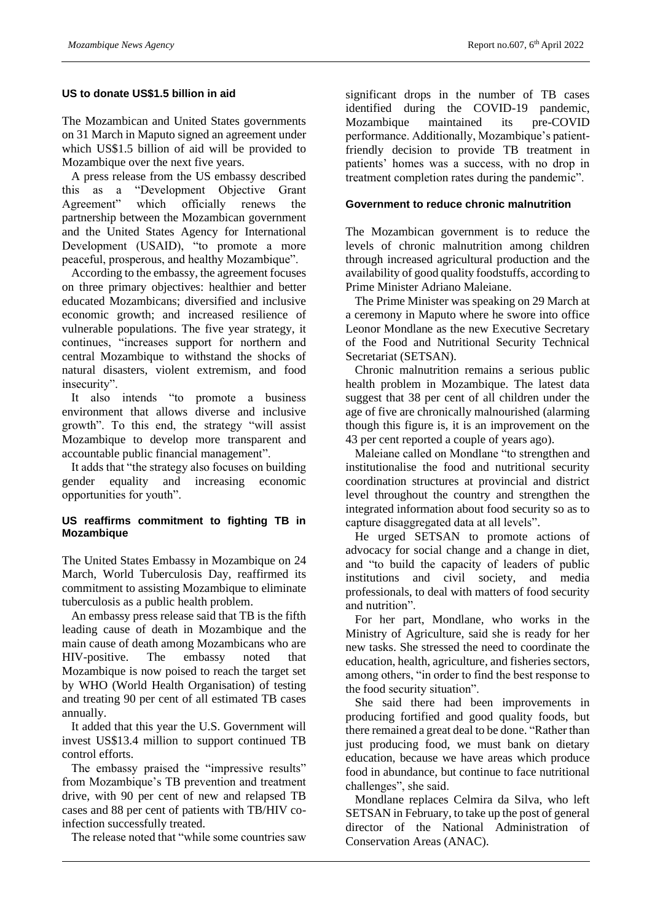## US to donate US$1.5 billion in aid

The Mozambican and United States governments on 31 March in Maputo signed an agreement under which US$1.5 billion of aid will be provided to Mozambique over the next five years.

A press release from the US embassy described this as a "Development Objective Grant Agreement" which officially renews the partnership between the Mozambican government and the United States Agency for International Development (USAID), "to promote a more peaceful, prosperous, and healthy Mozambique".

According to the embassy, the agreement focuses on three primary objectives: healthier and better educated Mozambicans; diversified and inclusive economic growth; and increased resilience of vulnerable populations. The five year strategy, it continues, "increases support for northern and central Mozambique to withstand the shocks of natural disasters, violent extremism, and food insecurity".

It also intends "to promote a business environment that allows diverse and inclusive growth". To this end, the strategy "will assist Mozambique to develop more transparent and accountable public financial management".

It adds that "the strategy also focuses on building gender equality and increasing economic opportunities for youth".

## US reaffirms commitment to fighting TB in Mozambique

The United States Embassy in Mozambique on 24 March, World Tuberculosis Day, reaffirmed its commitment to assisting Mozambique to eliminate tuberculosis as a public health problem.

An embassy press release said that TB is the fifth leading cause of death in Mozambique and the main cause of death among Mozambicans who are HIV-positive. The embassy noted that Mozambique is now poised to reach the target set by WHO (World Health Organisation) of testing and treating 90 per cent of all estimated TB cases annually.

It added that this year the U.S. Government will invest US$13.4 million to support continued TB control efforts.

The embassy praised the "impressive results" from Mozambique's TB prevention and treatment drive, with 90 per cent of new and relapsed TB cases and 88 per cent of patients with TB/HIV co-infection successfully treated.

The release noted that "while some countries saw significant drops in the number of TB cases identified during the COVID-19 pandemic, Mozambique maintained its pre-COVID performance. Additionally, Mozambique's patient-friendly decision to provide TB treatment in patients' homes was a success, with no drop in treatment completion rates during the pandemic".

## Government to reduce chronic malnutrition

The Mozambican government is to reduce the levels of chronic malnutrition among children through increased agricultural production and the availability of good quality foodstuffs, according to Prime Minister Adriano Maleiane.

The Prime Minister was speaking on 29 March at a ceremony in Maputo where he swore into office Leonor Mondlane as the new Executive Secretary of the Food and Nutritional Security Technical Secretariat (SETSAN).

Chronic malnutrition remains a serious public health problem in Mozambique. The latest data suggest that 38 per cent of all children under the age of five are chronically malnourished (alarming though this figure is, it is an improvement on the 43 per cent reported a couple of years ago).

Maleiane called on Mondlane "to strengthen and institutionalise the food and nutritional security coordination structures at provincial and district level throughout the country and strengthen the integrated information about food security so as to capture disaggregated data at all levels".

He urged SETSAN to promote actions of advocacy for social change and a change in diet, and "to build the capacity of leaders of public institutions and civil society, and media professionals, to deal with matters of food security and nutrition".

For her part, Mondlane, who works in the Ministry of Agriculture, said she is ready for her new tasks. She stressed the need to coordinate the education, health, agriculture, and fisheries sectors, among others, "in order to find the best response to the food security situation".

She said there had been improvements in producing fortified and good quality foods, but there remained a great deal to be done. "Rather than just producing food, we must bank on dietary education, because we have areas which produce food in abundance, but continue to face nutritional challenges", she said.

Mondlane replaces Celmira da Silva, who left SETSAN in February, to take up the post of general director of the National Administration of Conservation Areas (ANAC).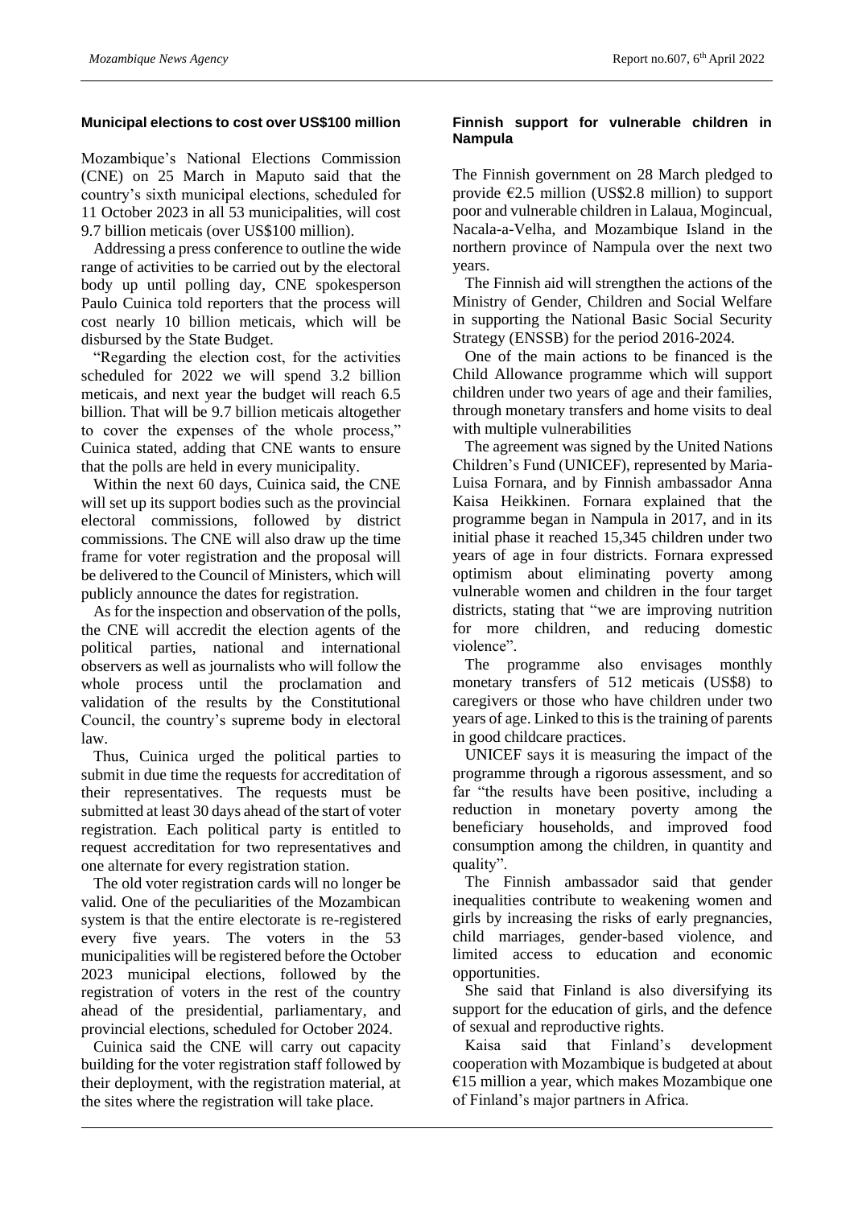## Municipal elections to cost over US$100 million

Mozambique's National Elections Commission (CNE) on 25 March in Maputo said that the country's sixth municipal elections, scheduled for 11 October 2023 in all 53 municipalities, will cost 9.7 billion meticais (over US$100 million).

Addressing a press conference to outline the wide range of activities to be carried out by the electoral body up until polling day, CNE spokesperson Paulo Cuinica told reporters that the process will cost nearly 10 billion meticais, which will be disbursed by the State Budget.

"Regarding the election cost, for the activities scheduled for 2022 we will spend 3.2 billion meticais, and next year the budget will reach 6.5 billion. That will be 9.7 billion meticais altogether to cover the expenses of the whole process," Cuinica stated, adding that CNE wants to ensure that the polls are held in every municipality.

Within the next 60 days, Cuinica said, the CNE will set up its support bodies such as the provincial electoral commissions, followed by district commissions. The CNE will also draw up the time frame for voter registration and the proposal will be delivered to the Council of Ministers, which will publicly announce the dates for registration.

As for the inspection and observation of the polls, the CNE will accredit the election agents of the political parties, national and international observers as well as journalists who will follow the whole process until the proclamation and validation of the results by the Constitutional Council, the country's supreme body in electoral law.

Thus, Cuinica urged the political parties to submit in due time the requests for accreditation of their representatives. The requests must be submitted at least 30 days ahead of the start of voter registration. Each political party is entitled to request accreditation for two representatives and one alternate for every registration station.

The old voter registration cards will no longer be valid. One of the peculiarities of the Mozambican system is that the entire electorate is re-registered every five years. The voters in the 53 municipalities will be registered before the October 2023 municipal elections, followed by the registration of voters in the rest of the country ahead of the presidential, parliamentary, and provincial elections, scheduled for October 2024.

Cuinica said the CNE will carry out capacity building for the voter registration staff followed by their deployment, with the registration material, at the sites where the registration will take place.

## Finnish support for vulnerable children in Nampula

The Finnish government on 28 March pledged to provide €2.5 million (US$2.8 million) to support poor and vulnerable children in Lalaua, Mogincual, Nacala-a-Velha, and Mozambique Island in the northern province of Nampula over the next two years.

The Finnish aid will strengthen the actions of the Ministry of Gender, Children and Social Welfare in supporting the National Basic Social Security Strategy (ENSSB) for the period 2016-2024.

One of the main actions to be financed is the Child Allowance programme which will support children under two years of age and their families, through monetary transfers and home visits to deal with multiple vulnerabilities

The agreement was signed by the United Nations Children's Fund (UNICEF), represented by Maria-Luisa Fornara, and by Finnish ambassador Anna Kaisa Heikkinen. Fornara explained that the programme began in Nampula in 2017, and in its initial phase it reached 15,345 children under two years of age in four districts. Fornara expressed optimism about eliminating poverty among vulnerable women and children in the four target districts, stating that "we are improving nutrition for more children, and reducing domestic violence".

The programme also envisages monthly monetary transfers of 512 meticais (US$8) to caregivers or those who have children under two years of age. Linked to this is the training of parents in good childcare practices.

UNICEF says it is measuring the impact of the programme through a rigorous assessment, and so far "the results have been positive, including a reduction in monetary poverty among the beneficiary households, and improved food consumption among the children, in quantity and quality".

The Finnish ambassador said that gender inequalities contribute to weakening women and girls by increasing the risks of early pregnancies, child marriages, gender-based violence, and limited access to education and economic opportunities.

She said that Finland is also diversifying its support for the education of girls, and the defence of sexual and reproductive rights.

Kaisa said that Finland's development cooperation with Mozambique is budgeted at about €15 million a year, which makes Mozambique one of Finland's major partners in Africa.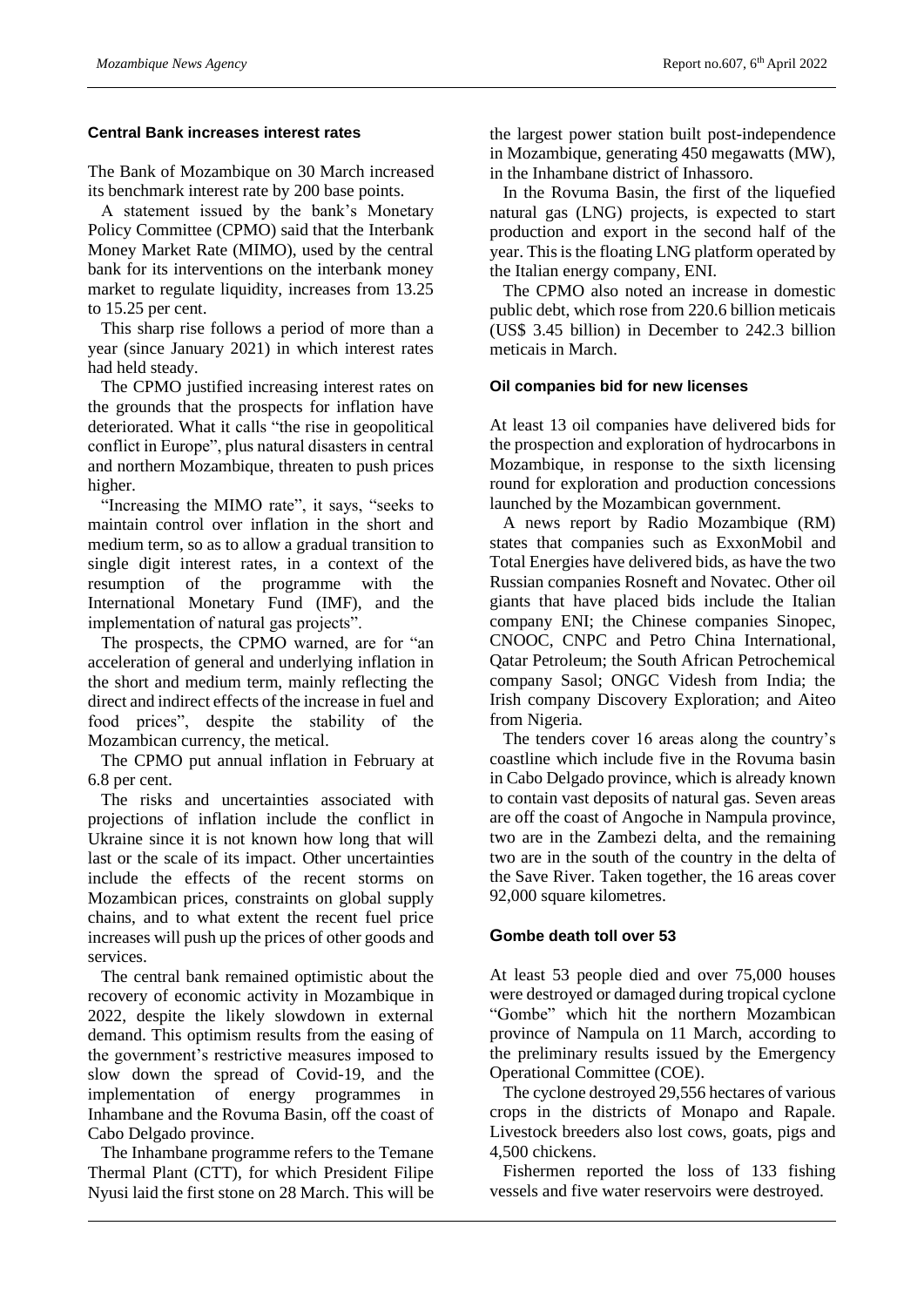## Central Bank increases interest rates

The Bank of Mozambique on 30 March increased its benchmark interest rate by 200 base points.

A statement issued by the bank's Monetary Policy Committee (CPMO) said that the Interbank Money Market Rate (MIMO), used by the central bank for its interventions on the interbank money market to regulate liquidity, increases from 13.25 to 15.25 per cent.

This sharp rise follows a period of more than a year (since January 2021) in which interest rates had held steady.

The CPMO justified increasing interest rates on the grounds that the prospects for inflation have deteriorated. What it calls "the rise in geopolitical conflict in Europe", plus natural disasters in central and northern Mozambique, threaten to push prices higher.

"Increasing the MIMO rate", it says, "seeks to maintain control over inflation in the short and medium term, so as to allow a gradual transition to single digit interest rates, in a context of the resumption of the programme with the International Monetary Fund (IMF), and the implementation of natural gas projects".

The prospects, the CPMO warned, are for "an acceleration of general and underlying inflation in the short and medium term, mainly reflecting the direct and indirect effects of the increase in fuel and food prices", despite the stability of the Mozambican currency, the metical.

The CPMO put annual inflation in February at 6.8 per cent.

The risks and uncertainties associated with projections of inflation include the conflict in Ukraine since it is not known how long that will last or the scale of its impact. Other uncertainties include the effects of the recent storms on Mozambican prices, constraints on global supply chains, and to what extent the recent fuel price increases will push up the prices of other goods and services.

The central bank remained optimistic about the recovery of economic activity in Mozambique in 2022, despite the likely slowdown in external demand. This optimism results from the easing of the government's restrictive measures imposed to slow down the spread of Covid-19, and the implementation of energy programmes in Inhambane and the Rovuma Basin, off the coast of Cabo Delgado province.

The Inhambane programme refers to the Temane Thermal Plant (CTT), for which President Filipe Nyusi laid the first stone on 28 March. This will be the largest power station built post-independence in Mozambique, generating 450 megawatts (MW), in the Inhambane district of Inhassoro.

In the Rovuma Basin, the first of the liquefied natural gas (LNG) projects, is expected to start production and export in the second half of the year. This is the floating LNG platform operated by the Italian energy company, ENI.

The CPMO also noted an increase in domestic public debt, which rose from 220.6 billion meticais (US$ 3.45 billion) in December to 242.3 billion meticais in March.

## Oil companies bid for new licenses

At least 13 oil companies have delivered bids for the prospection and exploration of hydrocarbons in Mozambique, in response to the sixth licensing round for exploration and production concessions launched by the Mozambican government.

A news report by Radio Mozambique (RM) states that companies such as ExxonMobil and Total Energies have delivered bids, as have the two Russian companies Rosneft and Novatec. Other oil giants that have placed bids include the Italian company ENI; the Chinese companies Sinopec, CNOOC, CNPC and Petro China International, Qatar Petroleum; the South African Petrochemical company Sasol; ONGC Videsh from India; the Irish company Discovery Exploration; and Aiteo from Nigeria.

The tenders cover 16 areas along the country's coastline which include five in the Rovuma basin in Cabo Delgado province, which is already known to contain vast deposits of natural gas. Seven areas are off the coast of Angoche in Nampula province, two are in the Zambezi delta, and the remaining two are in the south of the country in the delta of the Save River. Taken together, the 16 areas cover 92,000 square kilometres.

## Gombe death toll over 53

At least 53 people died and over 75,000 houses were destroyed or damaged during tropical cyclone "Gombe" which hit the northern Mozambican province of Nampula on 11 March, according to the preliminary results issued by the Emergency Operational Committee (COE).

The cyclone destroyed 29,556 hectares of various crops in the districts of Monapo and Rapale. Livestock breeders also lost cows, goats, pigs and 4,500 chickens.

Fishermen reported the loss of 133 fishing vessels and five water reservoirs were destroyed.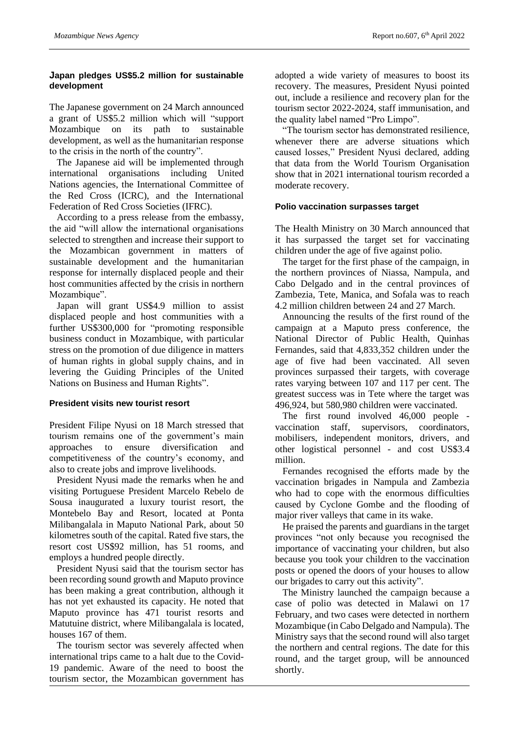### Japan pledges US$5.2 million for sustainable development

The Japanese government on 24 March announced a grant of US$5.2 million which will "support Mozambique on its path to sustainable development, as well as the humanitarian response to the crisis in the north of the country".

The Japanese aid will be implemented through international organisations including United Nations agencies, the International Committee of the Red Cross (ICRC), and the International Federation of Red Cross Societies (IFRC).

According to a press release from the embassy, the aid "will allow the international organisations selected to strengthen and increase their support to the Mozambican government in matters of sustainable development and the humanitarian response for internally displaced people and their host communities affected by the crisis in northern Mozambique".

Japan will grant US$4.9 million to assist displaced people and host communities with a further US$300,000 for "promoting responsible business conduct in Mozambique, with particular stress on the promotion of due diligence in matters of human rights in global supply chains, and in levering the Guiding Principles of the United Nations on Business and Human Rights".

### President visits new tourist resort

President Filipe Nyusi on 18 March stressed that tourism remains one of the government's main approaches to ensure diversification and competitiveness of the country's economy, and also to create jobs and improve livelihoods.

President Nyusi made the remarks when he and visiting Portuguese President Marcelo Rebelo de Sousa inaugurated a luxury tourist resort, the Montebelo Bay and Resort, located at Ponta Milibangalala in Maputo National Park, about 50 kilometres south of the capital. Rated five stars, the resort cost US$92 million, has 51 rooms, and employs a hundred people directly.

President Nyusi said that the tourism sector has been recording sound growth and Maputo province has been making a great contribution, although it has not yet exhausted its capacity. He noted that Maputo province has 471 tourist resorts and Matutuine district, where Milibangalala is located, houses 167 of them.

The tourism sector was severely affected when international trips came to a halt due to the Covid-19 pandemic. Aware of the need to boost the tourism sector, the Mozambican government has adopted a wide variety of measures to boost its recovery. The measures, President Nyusi pointed out, include a resilience and recovery plan for the tourism sector 2022-2024, staff immunisation, and the quality label named "Pro Limpo".

"The tourism sector has demonstrated resilience, whenever there are adverse situations which caused losses," President Nyusi declared, adding that data from the World Tourism Organisation show that in 2021 international tourism recorded a moderate recovery.

### Polio vaccination surpasses target

The Health Ministry on 30 March announced that it has surpassed the target set for vaccinating children under the age of five against polio.

The target for the first phase of the campaign, in the northern provinces of Niassa, Nampula, and Cabo Delgado and in the central provinces of Zambezia, Tete, Manica, and Sofala was to reach 4.2 million children between 24 and 27 March.

Announcing the results of the first round of the campaign at a Maputo press conference, the National Director of Public Health, Quinhas Fernandes, said that 4,833,352 children under the age of five had been vaccinated. All seven provinces surpassed their targets, with coverage rates varying between 107 and 117 per cent. The greatest success was in Tete where the target was 496,924, but 580,980 children were vaccinated.

The first round involved 46,000 people - vaccination staff, supervisors, coordinators, mobilisers, independent monitors, drivers, and other logistical personnel - and cost US$3.4 million.

Fernandes recognised the efforts made by the vaccination brigades in Nampula and Zambezia who had to cope with the enormous difficulties caused by Cyclone Gombe and the flooding of major river valleys that came in its wake.

He praised the parents and guardians in the target provinces "not only because you recognised the importance of vaccinating your children, but also because you took your children to the vaccination posts or opened the doors of your houses to allow our brigades to carry out this activity".

The Ministry launched the campaign because a case of polio was detected in Malawi on 17 February, and two cases were detected in northern Mozambique (in Cabo Delgado and Nampula). The Ministry says that the second round will also target the northern and central regions. The date for this round, and the target group, will be announced shortly.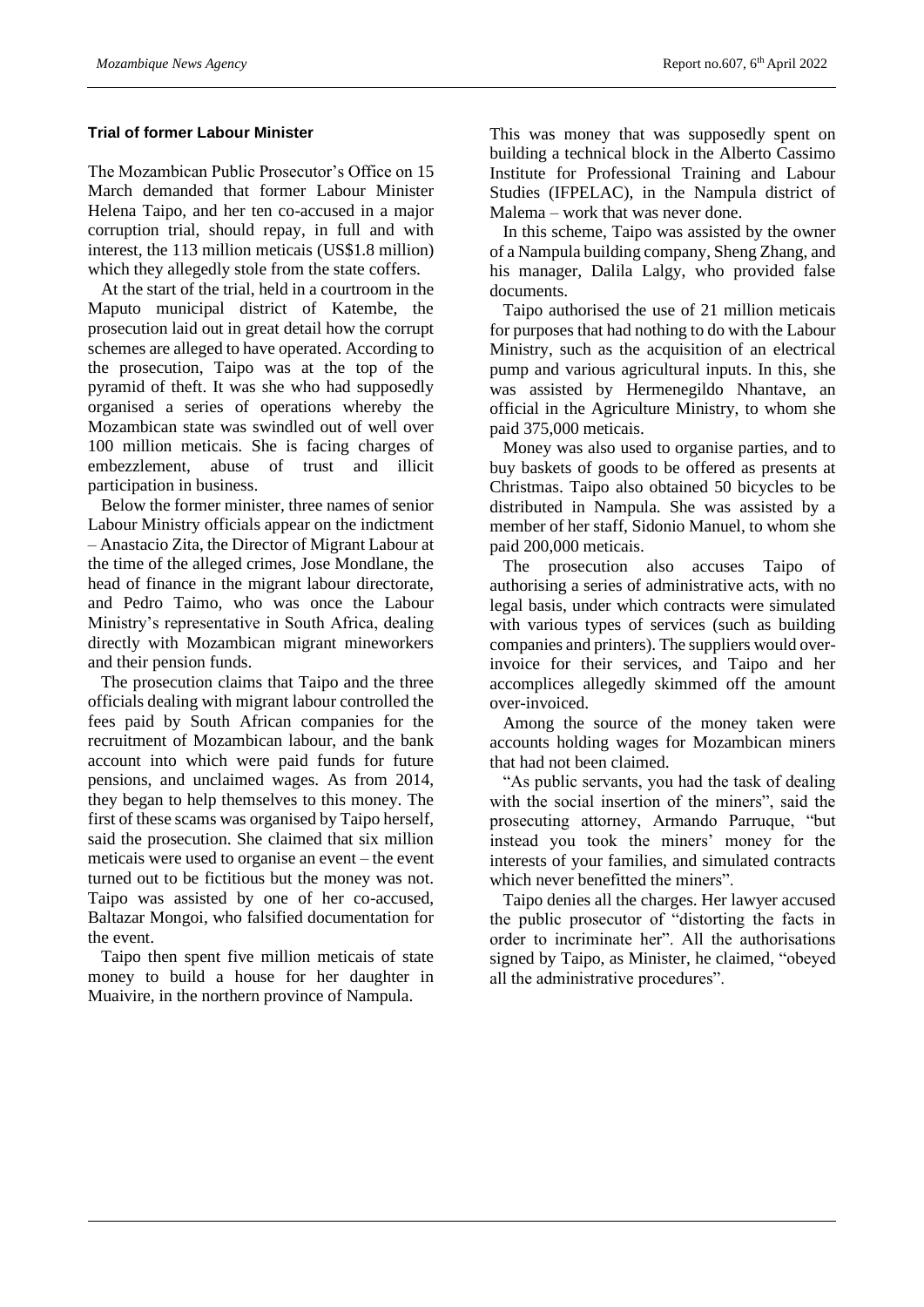### Trial of former Labour Minister

The Mozambican Public Prosecutor's Office on 15 March demanded that former Labour Minister Helena Taipo, and her ten co-accused in a major corruption trial, should repay, in full and with interest, the 113 million meticais (US$1.8 million) which they allegedly stole from the state coffers.

At the start of the trial, held in a courtroom in the Maputo municipal district of Katembe, the prosecution laid out in great detail how the corrupt schemes are alleged to have operated. According to the prosecution, Taipo was at the top of the pyramid of theft. It was she who had supposedly organised a series of operations whereby the Mozambican state was swindled out of well over 100 million meticais. She is facing charges of embezzlement, abuse of trust and illicit participation in business.

Below the former minister, three names of senior Labour Ministry officials appear on the indictment – Anastacio Zita, the Director of Migrant Labour at the time of the alleged crimes, Jose Mondlane, the head of finance in the migrant labour directorate, and Pedro Taimo, who was once the Labour Ministry's representative in South Africa, dealing directly with Mozambican migrant mineworkers and their pension funds.

The prosecution claims that Taipo and the three officials dealing with migrant labour controlled the fees paid by South African companies for the recruitment of Mozambican labour, and the bank account into which were paid funds for future pensions, and unclaimed wages. As from 2014, they began to help themselves to this money. The first of these scams was organised by Taipo herself, said the prosecution. She claimed that six million meticais were used to organise an event – the event turned out to be fictitious but the money was not. Taipo was assisted by one of her co-accused, Baltazar Mongoi, who falsified documentation for the event.

Taipo then spent five million meticais of state money to build a house for her daughter in Muaivire, in the northern province of Nampula.

This was money that was supposedly spent on building a technical block in the Alberto Cassimo Institute for Professional Training and Labour Studies (IFPELAC), in the Nampula district of Malema – work that was never done.

In this scheme, Taipo was assisted by the owner of a Nampula building company, Sheng Zhang, and his manager, Dalila Lalgy, who provided false documents.

Taipo authorised the use of 21 million meticais for purposes that had nothing to do with the Labour Ministry, such as the acquisition of an electrical pump and various agricultural inputs. In this, she was assisted by Hermenegildo Nhantave, an official in the Agriculture Ministry, to whom she paid 375,000 meticais.

Money was also used to organise parties, and to buy baskets of goods to be offered as presents at Christmas. Taipo also obtained 50 bicycles to be distributed in Nampula. She was assisted by a member of her staff, Sidonio Manuel, to whom she paid 200,000 meticais.

The prosecution also accuses Taipo of authorising a series of administrative acts, with no legal basis, under which contracts were simulated with various types of services (such as building companies and printers). The suppliers would over-invoice for their services, and Taipo and her accomplices allegedly skimmed off the amount over-invoiced.

Among the source of the money taken were accounts holding wages for Mozambican miners that had not been claimed.

"As public servants, you had the task of dealing with the social insertion of the miners", said the prosecuting attorney, Armando Parruque, "but instead you took the miners' money for the interests of your families, and simulated contracts which never benefitted the miners".

Taipo denies all the charges. Her lawyer accused the public prosecutor of "distorting the facts in order to incriminate her". All the authorisations signed by Taipo, as Minister, he claimed, "obeyed all the administrative procedures".